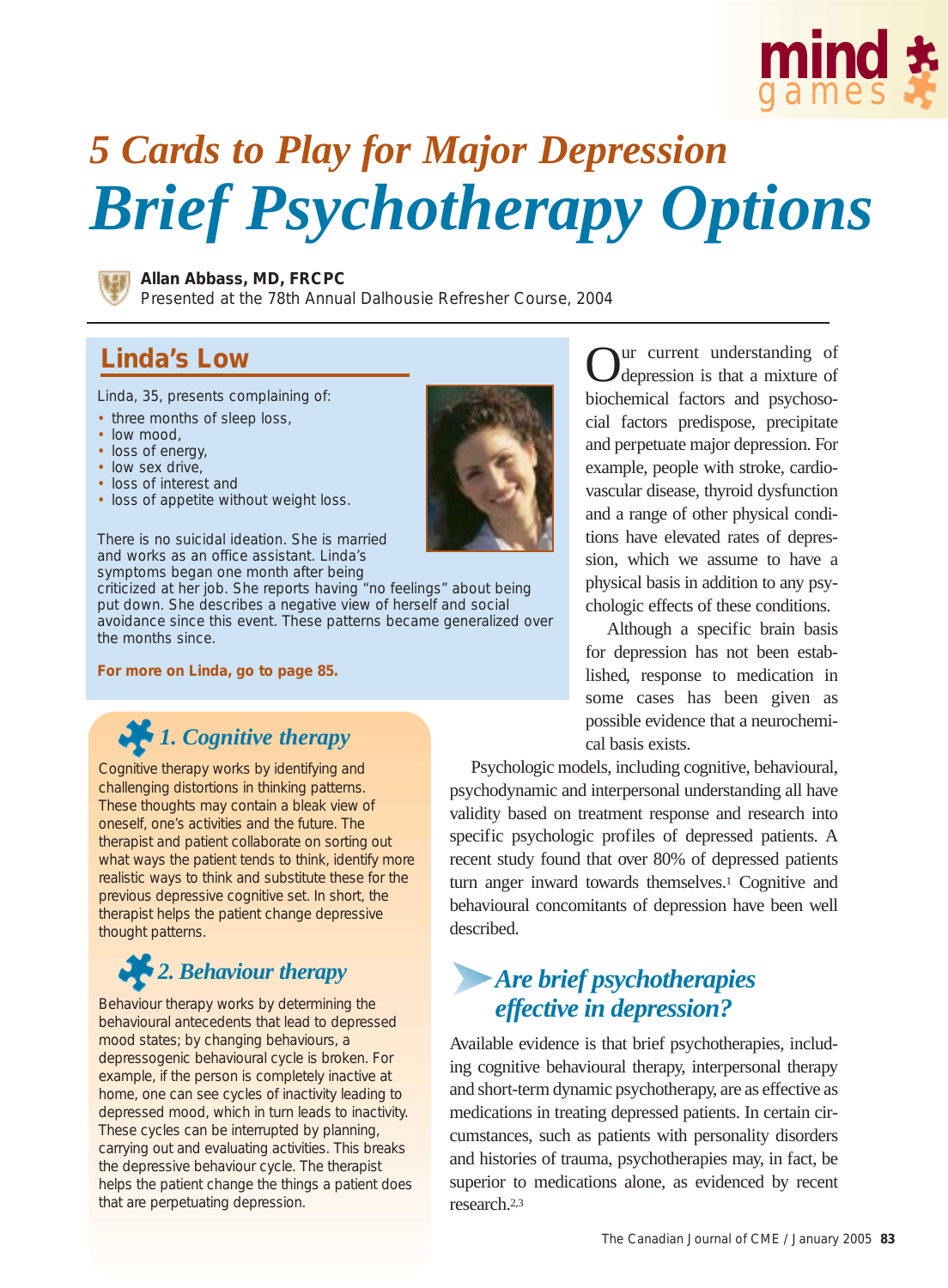mind games

# 5 Cards to Play for Major Depression

# Brief Psychotherapy Options

**Allan Abbass, MD, FRCPC**
Presented at the 78th Annual Dalhousie Refresher Course, 2004

## Linda's Low

Linda, 35, presents complaining of:

- three months of sleep loss,
- low mood,
- loss of energy,
- low sex drive,
- loss of interest and
- loss of appetite without weight loss.

There is no suicidal ideation. She is married and works as an office assistant. Linda's symptoms began one month after being criticized at her job. She reports having "no feelings" about being put down. She describes a negative view of herself and social avoidance since this event. These patterns became generalized over the months since.

**For more on Linda, go to page 85.**

### 1. Cognitive therapy

Cognitive therapy works by identifying and challenging distortions in thinking patterns. These thoughts may contain a bleak view of oneself, one's activities and the future. The therapist and patient collaborate on sorting out what ways the patient tends to think, identify more realistic ways to think and substitute these for the previous depressive cognitive set. In short, the therapist helps the patient change depressive thought patterns.

### 2. Behaviour therapy

Behaviour therapy works by determining the behavioural antecedents that lead to depressed mood states; by changing behaviours, a depressogenic behavioural cycle is broken. For example, if the person is completely inactive at home, one can see cycles of inactivity leading to depressed mood, which in turn leads to inactivity. These cycles can be interrupted by planning, carrying out and evaluating activities. This breaks the depressive behaviour cycle. The therapist helps the patient change the things a patient does that are perpetuating depression.

Our current understanding of depression is that a mixture of biochemical factors and psychosocial factors predispose, precipitate and perpetuate major depression. For example, people with stroke, cardiovascular disease, thyroid dysfunction and a range of other physical conditions have elevated rates of depression, which we assume to have a physical basis in addition to any psychologic effects of these conditions.

Although a specific brain basis for depression has not been established, response to medication in some cases has been given as possible evidence that a neurochemical basis exists.

Psychologic models, including cognitive, behavioural, psychodynamic and interpersonal understanding all have validity based on treatment response and research into specific psychologic profiles of depressed patients. A recent study found that over 80% of depressed patients turn anger inward towards themselves.[1] Cognitive and behavioural concomitants of depression have been well described.

## Are brief psychotherapies effective in depression?

Available evidence is that brief psychotherapies, including cognitive behavioural therapy, interpersonal therapy and short-term dynamic psychotherapy, are as effective as medications in treating depressed patients. In certain circumstances, such as patients with personality disorders and histories of trauma, psychotherapies may, in fact, be superior to medications alone, as evidenced by recent research.[2,3]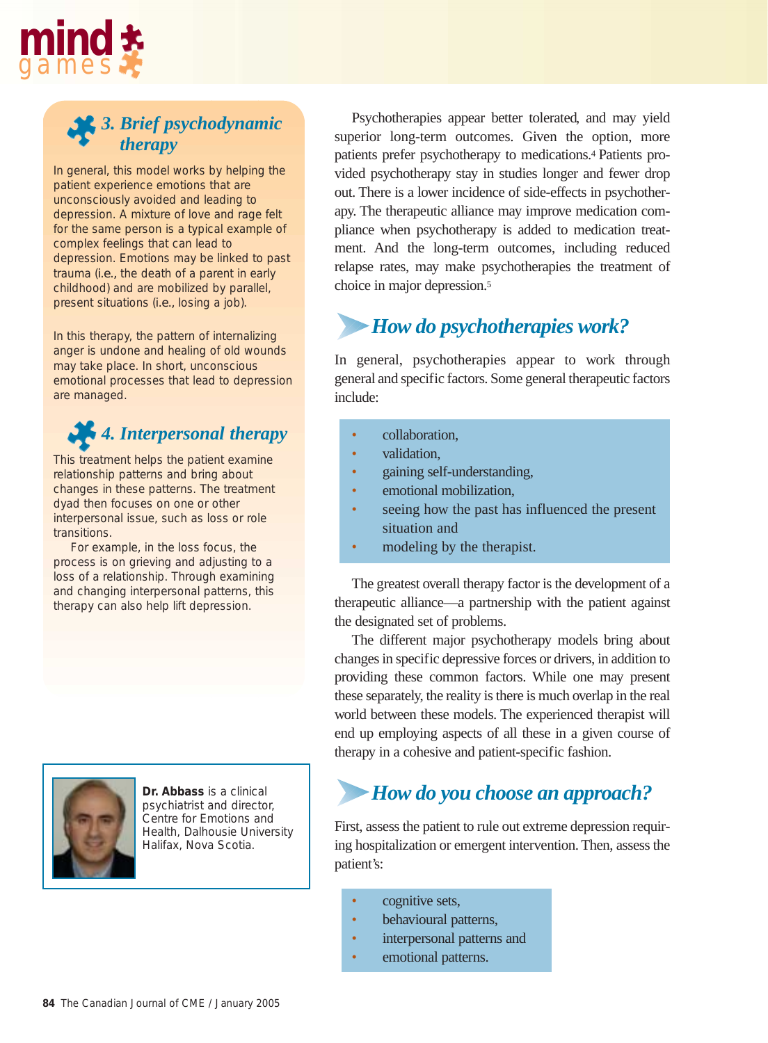### 3. Brief psychodynamic therapy

In general, this model works by helping the patient experience emotions that are unconsciously avoided and leading to depression. A mixture of love and rage felt for the same person is a typical example of complex feelings that can lead to depression. Emotions may be linked to past trauma (i.e., the death of a parent in early childhood) and are mobilized by parallel, present situations (i.e., losing a job).

In this therapy, the pattern of internalizing anger is undone and healing of old wounds may take place. In short, unconscious emotional processes that lead to depression are managed.

### 4. Interpersonal therapy

This treatment helps the patient examine relationship patterns and bring about changes in these patterns. The treatment dyad then focuses on one or other interpersonal issue, such as loss or role transitions.

For example, in the loss focus, the process is on grieving and adjusting to a loss of a relationship. Through examining and changing interpersonal patterns, this therapy can also help lift depression.

**Dr. Abbass** is a clinical psychiatrist and director, Centre for Emotions and Health, Dalhousie University Halifax, Nova Scotia.

Psychotherapies appear better tolerated, and may yield superior long-term outcomes. Given the option, more patients prefer psychotherapy to medications.[4] Patients provided psychotherapy stay in studies longer and fewer drop out. There is a lower incidence of side-effects in psychotherapy. The therapeutic alliance may improve medication compliance when psychotherapy is added to medication treatment. And the long-term outcomes, including reduced relapse rates, may make psychotherapies the treatment of choice in major depression.[5]

## How do psychotherapies work?

In general, psychotherapies appear to work through general and specific factors. Some general therapeutic factors include:

- collaboration,
- validation,
- gaining self-understanding,
- emotional mobilization,
- seeing how the past has influenced the present situation and
- modeling by the therapist.

The greatest overall therapy factor is the development of a therapeutic alliance—a partnership with the patient against the designated set of problems.

The different major psychotherapy models bring about changes in specific depressive forces or drivers, in addition to providing these common factors. While one may present these separately, the reality is there is much overlap in the real world between these models. The experienced therapist will end up employing aspects of all these in a given course of therapy in a cohesive and patient-specific fashion.

## How do you choose an approach?

First, assess the patient to rule out extreme depression requiring hospitalization or emergent intervention. Then, assess the patient's:

- cognitive sets,
- behavioural patterns,
- interpersonal patterns and
- emotional patterns.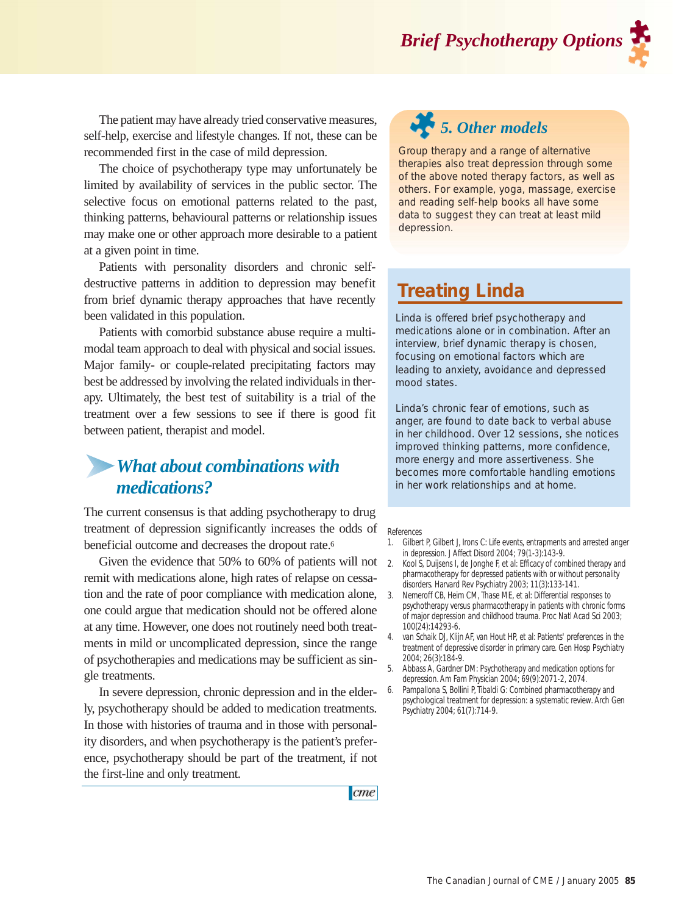The patient may have already tried conservative measures, self-help, exercise and lifestyle changes. If not, these can be recommended first in the case of mild depression.

The choice of psychotherapy type may unfortunately be limited by availability of services in the public sector. The selective focus on emotional patterns related to the past, thinking patterns, behavioural patterns or relationship issues may make one or other approach more desirable to a patient at a given point in time.

Patients with personality disorders and chronic self-destructive patterns in addition to depression may benefit from brief dynamic therapy approaches that have recently been validated in this population.

Patients with comorbid substance abuse require a multi-modal team approach to deal with physical and social issues. Major family- or couple-related precipitating factors may best be addressed by involving the related individuals in therapy. Ultimately, the best test of suitability is a trial of the treatment over a few sessions to see if there is good fit between patient, therapist and model.

## What about combinations with medications?

The current consensus is that adding psychotherapy to drug treatment of depression significantly increases the odds of beneficial outcome and decreases the dropout rate.[6]

Given the evidence that 50% to 60% of patients will not remit with medications alone, high rates of relapse on cessation and the rate of poor compliance with medication alone, one could argue that medication should not be offered alone at any time. However, one does not routinely need both treatments in mild or uncomplicated depression, since the range of psychotherapies and medications may be sufficient as single treatments.

In severe depression, chronic depression and in the elderly, psychotherapy should be added to medication treatments. In those with histories of trauma and in those with personality disorders, and when psychotherapy is the patient's preference, psychotherapy should be part of the treatment, if not the first-line and only treatment.

## 5. Other models

Group therapy and a range of alternative therapies also treat depression through some of the above noted therapy factors, as well as others. For example, yoga, massage, exercise and reading self-help books all have some data to suggest they can treat at least mild depression.

## Treating Linda

Linda is offered brief psychotherapy and medications alone or in combination. After an interview, brief dynamic therapy is chosen, focusing on emotional factors which are leading to anxiety, avoidance and depressed mood states.

Linda's chronic fear of emotions, such as anger, are found to date back to verbal abuse in her childhood. Over 12 sessions, she notices improved thinking patterns, more confidence, more energy and more assertiveness. She becomes more comfortable handling emotions in her work relationships and at home.

References

1. Gilbert P, Gilbert J, Irons C: Life events, entrapments and arrested anger in depression. J Affect Disord 2004; 79(1-3):143-9.
2. Kool S, Duijsens I, de Jonghe F, et al: Efficacy of combined therapy and pharmacotherapy for depressed patients with or without personality disorders. Harvard Rev Psychiatry 2003; 11(3):133-141.
3. Nemeroff CB, Heim CM, Thase ME, et al: Differential responses to psychotherapy versus pharmacotherapy in patients with chronic forms of major depression and childhood trauma. Proc Natl Acad Sci 2003; 100(24):14293-6.
4. van Schaik DJ, Klijn AF, van Hout HP, et al: Patients' preferences in the treatment of depressive disorder in primary care. Gen Hosp Psychiatry 2004; 26(3):184-9.
5. Abbass A, Gardner DM: Psychotherapy and medication options for depression. Am Fam Physician 2004; 69(9):2071-2, 2074.
6. Pampallona S, Bollini P, Tibaldi G: Combined pharmacotherapy and psychological treatment for depression: a systematic review. Arch Gen Psychiatry 2004; 61(7):714-9.